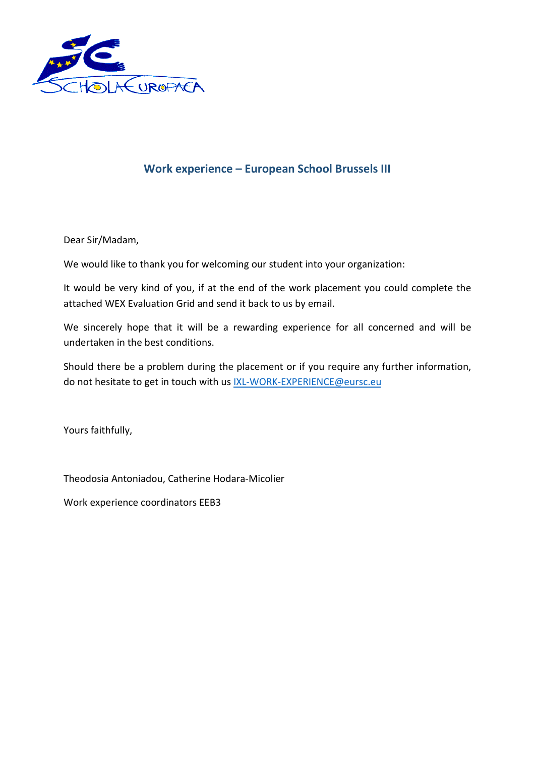## Work experience – European School Brussels III

Dear Sir/Madam,

We would like to thank you for welcoming our student into your organization:

It would be very kind of you, if at the end of the work placement you could complete the attached WEX Evaluation Grid and send it back to us by email.

We sincerely hope that it will be a rewarding experience for all concerned and will be undertaken in the best conditions.

Should there be a problem during the placement or if you require any further information, do not hesitate to get in touch with us IXL-WORK-EXPERIENCE@eursc.eu

Yours faithfully,

Theodosia Antoniadou, Catherine Hodara-Micolier

Work experience coordinators EEB3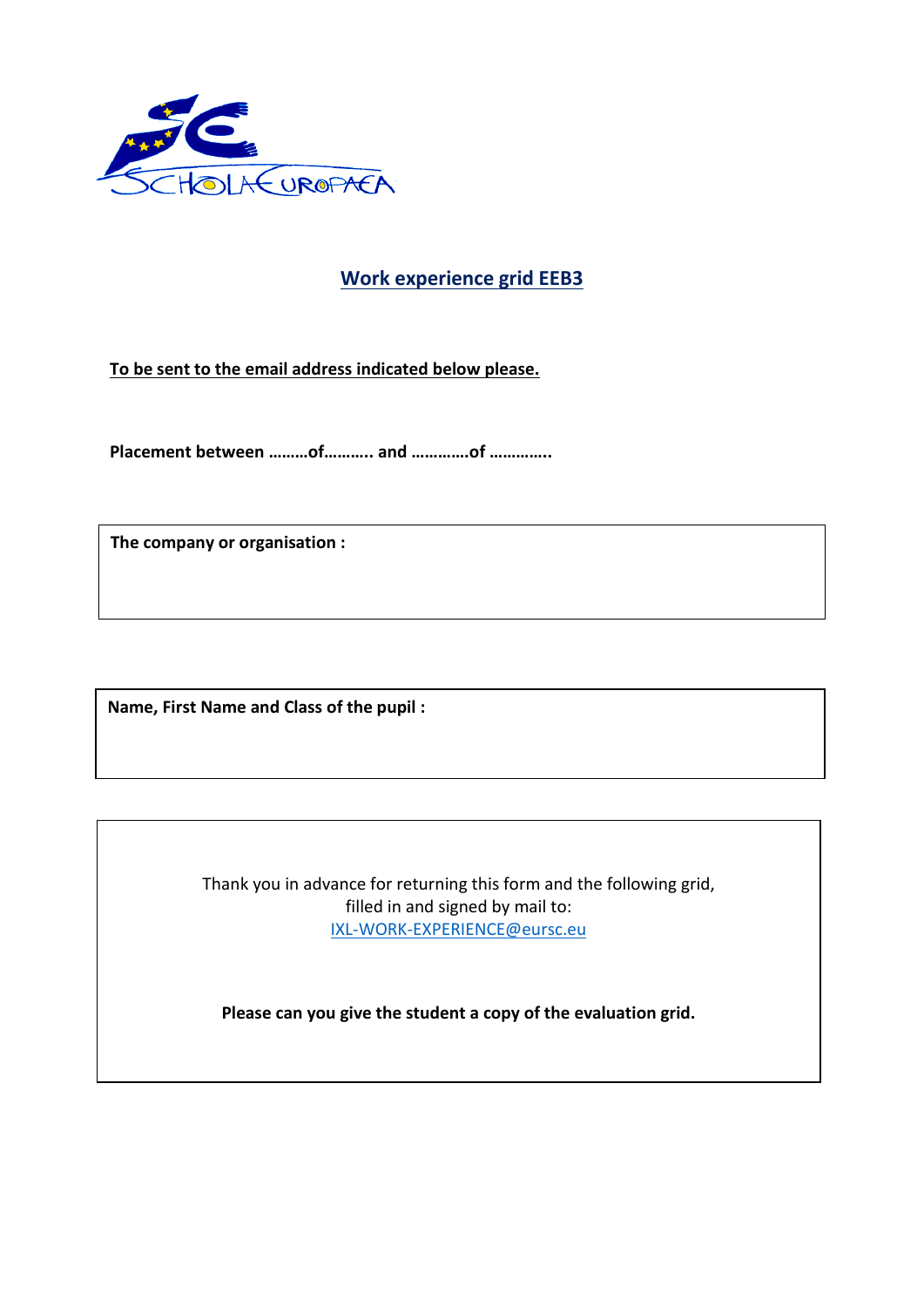## Work experience grid EEB3

**To be sent to the email address indicated below please.**

**Placement between ………of……….. and ………….of …………..**

**The company or organisation :**

**Name, First Name and Class of the pupil :**

Thank you in advance for returning this form and the following grid, filled in and signed by mail to:
IXL-WORK-EXPERIENCE@eursc.eu

**Please can you give the student a copy of the evaluation grid.**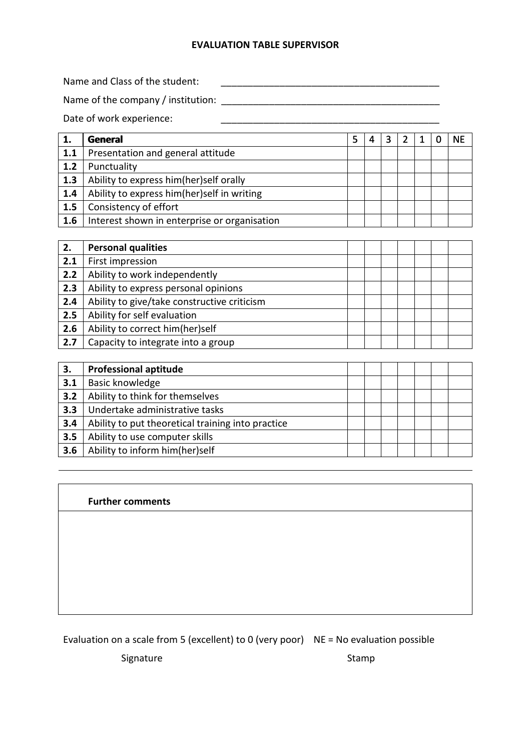### EVALUATION TABLE SUPERVISOR

Name and Class of the student: ___________________________________________

Name of the company / institution: ___________________________________________

Date of work experience: ___________________________________________

| **1.** | **General** | 5 | 4 | 3 | 2 | 1 | 0 | NE |
|---|---|---|---|---|---|---|---|---|
| **1.1** | Presentation and general attitude | | | | | | | |
| **1.2** | Punctuality | | | | | | | |
| **1.3** | Ability to express him(her)self orally | | | | | | | |
| **1.4** | Ability to express him(her)self in writing | | | | | | | |
| **1.5** | Consistency of effort | | | | | | | |
| **1.6** | Interest shown in enterprise or organisation | | | | | | | |

| **2.** | **Personal qualities** | | | | | | | |
|---|---|---|---|---|---|---|---|---|
| **2.1** | First impression | | | | | | | |
| **2.2** | Ability to work independently | | | | | | | |
| **2.3** | Ability to express personal opinions | | | | | | | |
| **2.4** | Ability to give/take constructive criticism | | | | | | | |
| **2.5** | Ability for self evaluation | | | | | | | |
| **2.6** | Ability to correct him(her)self | | | | | | | |
| **2.7** | Capacity to integrate into a group | | | | | | | |

| **3.** | **Professional aptitude** | | | | | | | |
|---|---|---|---|---|---|---|---|---|
| **3.1** | Basic knowledge | | | | | | | |
| **3.2** | Ability to think for themselves | | | | | | | |
| **3.3** | Undertake administrative tasks | | | | | | | |
| **3.4** | Ability to put theoretical training into practice | | | | | | | |
| **3.5** | Ability to use computer skills | | | | | | | |
| **3.6** | Ability to inform him(her)self | | | | | | | |

---

| **Further comments** |
|---|
| |

Evaluation on a scale from 5 (excellent) to 0 (very poor) NE = No evaluation possible

Signature

Stamp